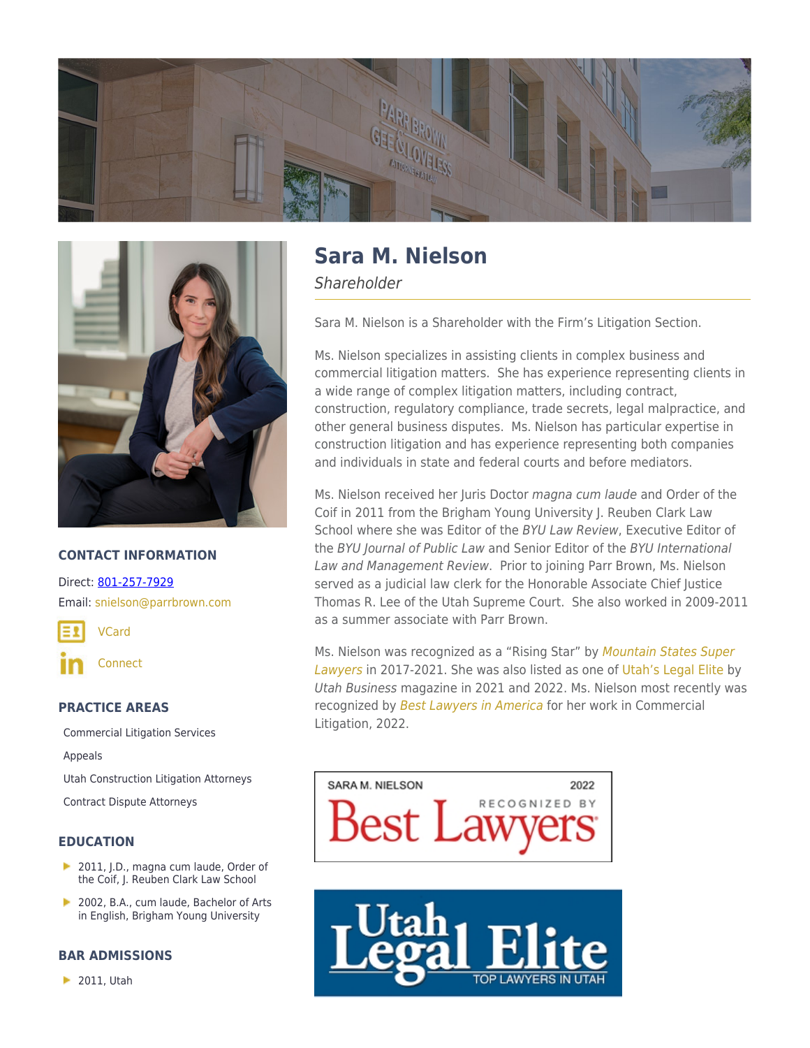# Sara M. Nielson

*Shareholder*

Sara M. Nielson is a Shareholder with the Firm's Litigation Section.

Ms. Nielson specializes in assisting clients in complex business and commercial litigation matters. She has experience representing clients in a wide range of complex litigation matters, including contract, construction, regulatory compliance, trade secrets, legal malpractice, and other general business disputes. Ms. Nielson has particular expertise in construction litigation and has experience representing both companies and individuals in state and federal courts and before mediators.

Ms. Nielson received her Juris Doctor *magna cum laude* and Order of the Coif in 2011 from the Brigham Young University J. Reuben Clark Law School where she was Editor of the *BYU Law Review*, Executive Editor of the *BYU Journal of Public Law* and Senior Editor of the *BYU International Law and Management Review*. Prior to joining Parr Brown, Ms. Nielson served as a judicial law clerk for the Honorable Associate Chief Justice Thomas R. Lee of the Utah Supreme Court. She also worked in 2009-2011 as a summer associate with Parr Brown.

Ms. Nielson was recognized as a "Rising Star" by *Mountain States Super Lawyers* in 2017-2021. She was also listed as one of Utah's Legal Elite by *Utah Business* magazine in 2021 and 2022. Ms. Nielson most recently was recognized by *Best Lawyers in America* for her work in Commercial Litigation, 2022.

SARA M. NIELSON 2022 RECOGNIZED BY Best Lawyers

Utah Legal Elite TOP LAWYERS IN UTAH

## CONTACT INFORMATION

Direct: 801-257-7929

Email: snielson@parrbrown.com

VCard

Connect

## PRACTICE AREAS

- Commercial Litigation Services
- Appeals
- Utah Construction Litigation Attorneys
- Contract Dispute Attorneys

## EDUCATION

- 2011, J.D., magna cum laude, Order of the Coif, J. Reuben Clark Law School
- 2002, B.A., cum laude, Bachelor of Arts in English, Brigham Young University

## BAR ADMISSIONS

- 2011, Utah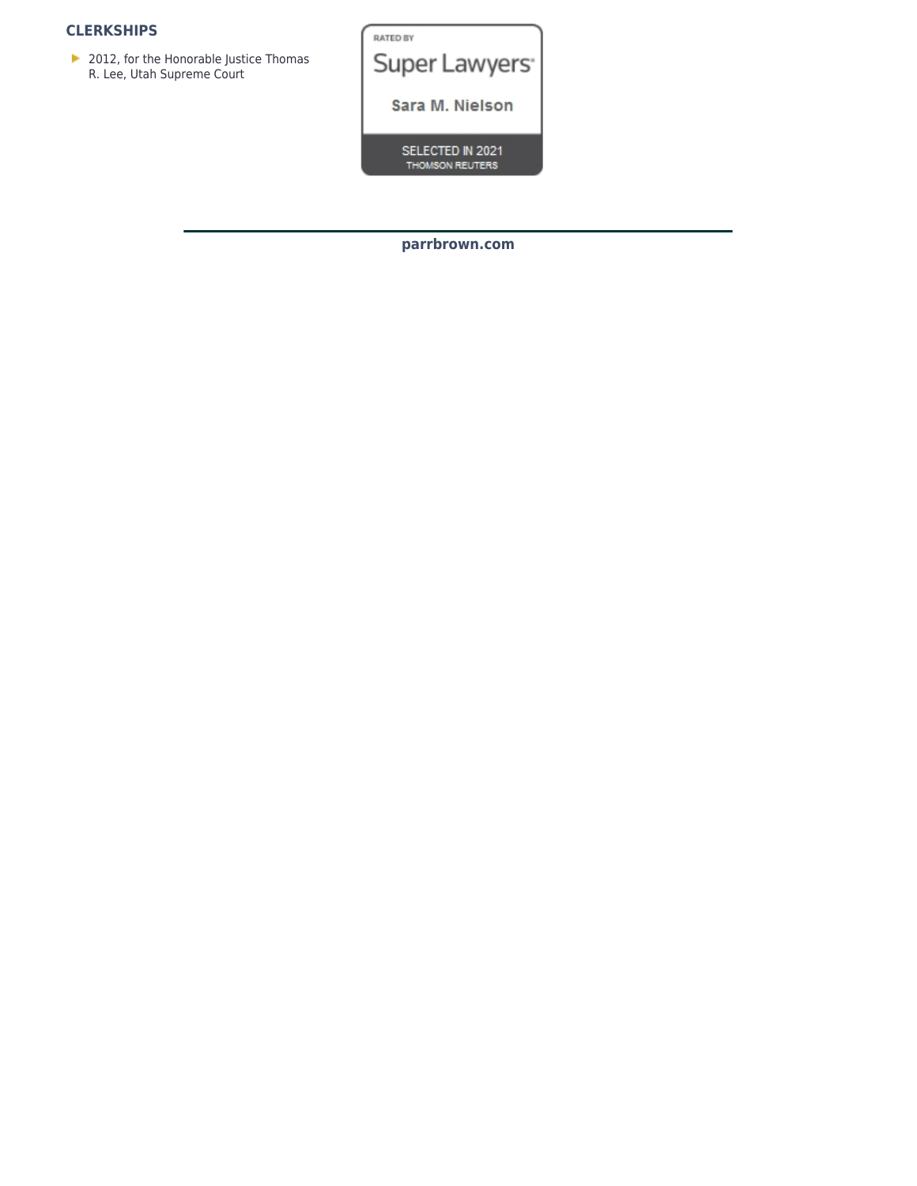## CLERKSHIPS

- 2012, for the Honorable Justice Thomas R. Lee, Utah Supreme Court

RATED BY

Super Lawyers

Sara M. Nielson

SELECTED IN 2021

THOMSON REUTERS

**parrbrown.com**